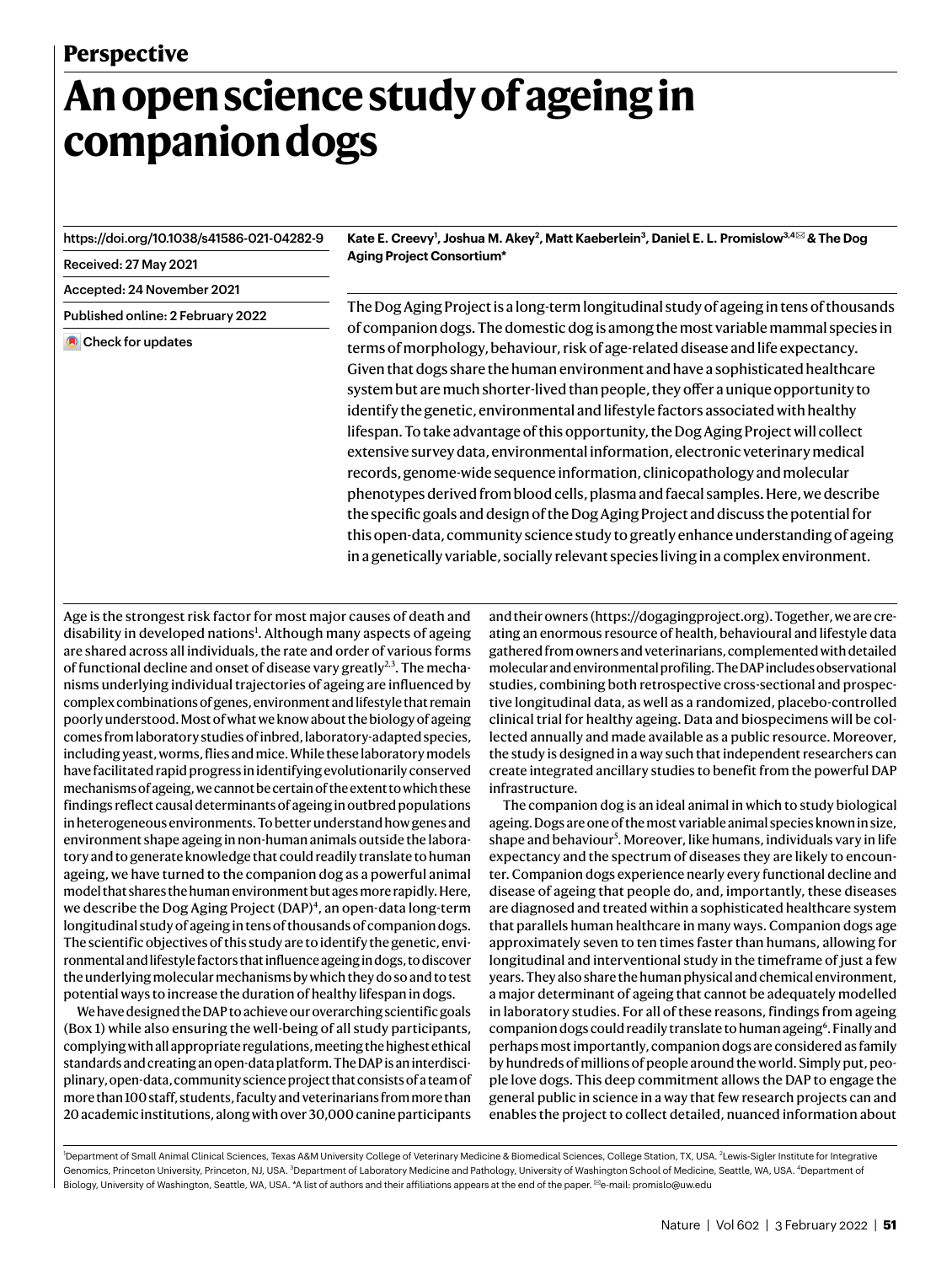**Perspective**

# An open science study of ageing in companion dogs

https://doi.org/10.1038/s41586-021-04282-9

Received: 27 May 2021

Accepted: 24 November 2021

Published online: 2 February 2022

Check for updates

**Kate E. Creevy[1], Joshua M. Akey[2], Matt Kaeberlein[3], Daniel E. L. Promislow[3,4] ✉ & The Dog Aging Project Consortium***

The Dog Aging Project is a long-term longitudinal study of ageing in tens of thousands of companion dogs. The domestic dog is among the most variable mammal species in terms of morphology, behaviour, risk of age-related disease and life expectancy. Given that dogs share the human environment and have a sophisticated healthcare system but are much shorter-lived than people, they offer a unique opportunity to identify the genetic, environmental and lifestyle factors associated with healthy lifespan. To take advantage of this opportunity, the Dog Aging Project will collect extensive survey data, environmental information, electronic veterinary medical records, genome-wide sequence information, clinicopathology and molecular phenotypes derived from blood cells, plasma and faecal samples. Here, we describe the specific goals and design of the Dog Aging Project and discuss the potential for this open-data, community science study to greatly enhance understanding of ageing in a genetically variable, socially relevant species living in a complex environment.

Age is the strongest risk factor for most major causes of death and disability in developed nations[1]. Although many aspects of ageing are shared across all individuals, the rate and order of various forms of functional decline and onset of disease vary greatly[2,3]. The mechanisms underlying individual trajectories of ageing are influenced by complex combinations of genes, environment and lifestyle that remain poorly understood. Most of what we know about the biology of ageing comes from laboratory studies of inbred, laboratory-adapted species, including yeast, worms, flies and mice. While these laboratory models have facilitated rapid progress in identifying evolutionarily conserved mechanisms of ageing, we cannot be certain of the extent to which these findings reflect causal determinants of ageing in outbred populations in heterogeneous environments. To better understand how genes and environment shape ageing in non-human animals outside the laboratory and to generate knowledge that could readily translate to human ageing, we have turned to the companion dog as a powerful animal model that shares the human environment but ages more rapidly. Here, we describe the Dog Aging Project (DAP)[4], an open-data long-term longitudinal study of ageing in tens of thousands of companion dogs. The scientific objectives of this study are to identify the genetic, environmental and lifestyle factors that influence ageing in dogs, to discover the underlying molecular mechanisms by which they do so and to test potential ways to increase the duration of healthy lifespan in dogs.

We have designed the DAP to achieve our overarching scientific goals (Box 1) while also ensuring the well-being of all study participants, complying with all appropriate regulations, meeting the highest ethical standards and creating an open-data platform. The DAP is an interdisciplinary, open-data, community science project that consists of a team of more than 100 staff, students, faculty and veterinarians from more than 20 academic institutions, along with over 30,000 canine participants and their owners (https://dogagingproject.org). Together, we are creating an enormous resource of health, behavioural and lifestyle data gathered from owners and veterinarians, complemented with detailed molecular and environmental profiling. The DAP includes observational studies, combining both retrospective cross-sectional and prospective longitudinal data, as well as a randomized, placebo-controlled clinical trial for healthy ageing. Data and biospecimens will be collected annually and made available as a public resource. Moreover, the study is designed in a way such that independent researchers can create integrated ancillary studies to benefit from the powerful DAP infrastructure.

The companion dog is an ideal animal in which to study biological ageing. Dogs are one of the most variable animal species known in size, shape and behaviour[5]. Moreover, like humans, individuals vary in life expectancy and the spectrum of diseases they are likely to encounter. Companion dogs experience nearly every functional decline and disease of ageing that people do, and, importantly, these diseases are diagnosed and treated within a sophisticated healthcare system that parallels human healthcare in many ways. Companion dogs age approximately seven to ten times faster than humans, allowing for longitudinal and interventional study in the timeframe of just a few years. They also share the human physical and chemical environment, a major determinant of ageing that cannot be adequately modelled in laboratory studies. For all of these reasons, findings from ageing companion dogs could readily translate to human ageing[6]. Finally and perhaps most importantly, companion dogs are considered as family by hundreds of millions of people around the world. Simply put, people love dogs. This deep commitment allows the DAP to engage the general public in science in a way that few research projects can and enables the project to collect detailed, nuanced information about

[1]Department of Small Animal Clinical Sciences, Texas A&M University College of Veterinary Medicine & Biomedical Sciences, College Station, TX, USA. [2]Lewis-Sigler Institute for Integrative Genomics, Princeton University, Princeton, NJ, USA. [3]Department of Laboratory Medicine and Pathology, University of Washington School of Medicine, Seattle, WA, USA. [4]Department of Biology, University of Washington, Seattle, WA, USA. *A list of authors and their affiliations appears at the end of the paper. ✉e-mail: promislo@uw.edu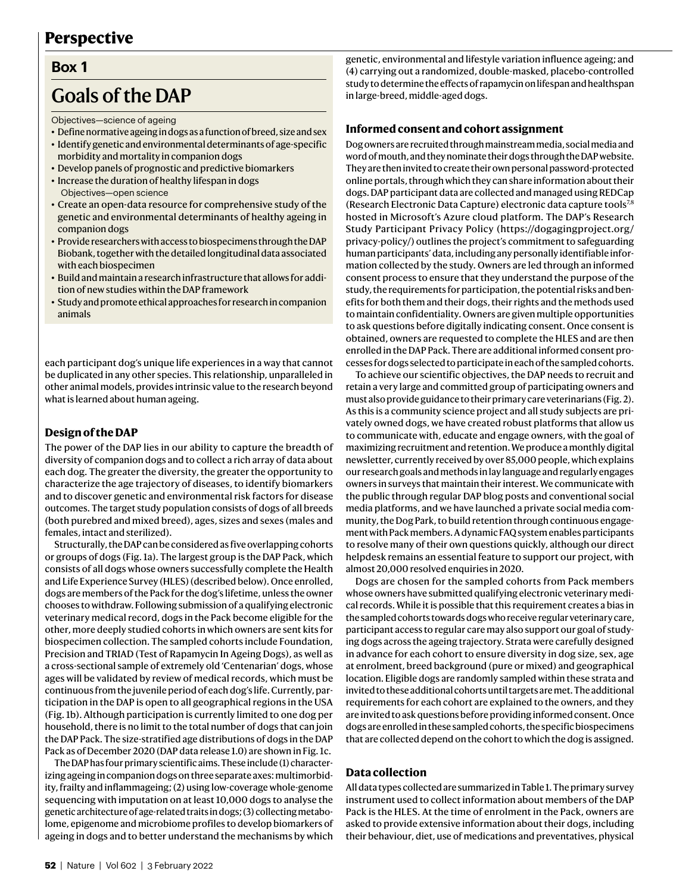## Box 1

# Goals of the DAP

Objectives—science of ageing

- Define normative ageing in dogs as a function of breed, size and sex
- Identify genetic and environmental determinants of age-specific morbidity and mortality in companion dogs
- Develop panels of prognostic and predictive biomarkers
- Increase the duration of healthy lifespan in dogs

Objectives—open science

- Create an open-data resource for comprehensive study of the genetic and environmental determinants of healthy ageing in companion dogs
- Provide researchers with access to biospecimens through the DAP Biobank, together with the detailed longitudinal data associated with each biospecimen
- Build and maintain a research infrastructure that allows for addition of new studies within the DAP framework
- Study and promote ethical approaches for research in companion animals

each participant dog's unique life experiences in a way that cannot be duplicated in any other species. This relationship, unparalleled in other animal models, provides intrinsic value to the research beyond what is learned about human ageing.

### Design of the DAP

The power of the DAP lies in our ability to capture the breadth of diversity of companion dogs and to collect a rich array of data about each dog. The greater the diversity, the greater the opportunity to characterize the age trajectory of diseases, to identify biomarkers and to discover genetic and environmental risk factors for disease outcomes. The target study population consists of dogs of all breeds (both purebred and mixed breed), ages, sizes and sexes (males and females, intact and sterilized).

Structurally, the DAP can be considered as five overlapping cohorts or groups of dogs (Fig. 1a). The largest group is the DAP Pack, which consists of all dogs whose owners successfully complete the Health and Life Experience Survey (HLES) (described below). Once enrolled, dogs are members of the Pack for the dog's lifetime, unless the owner chooses to withdraw. Following submission of a qualifying electronic veterinary medical record, dogs in the Pack become eligible for the other, more deeply studied cohorts in which owners are sent kits for biospecimen collection. The sampled cohorts include Foundation, Precision and TRIAD (Test of Rapamycin In Ageing Dogs), as well as a cross-sectional sample of extremely old 'Centenarian' dogs, whose ages will be validated by review of medical records, which must be continuous from the juvenile period of each dog's life. Currently, participation in the DAP is open to all geographical regions in the USA (Fig. 1b). Although participation is currently limited to one dog per household, there is no limit to the total number of dogs that can join the DAP Pack. The size-stratified age distributions of dogs in the DAP Pack as of December 2020 (DAP data release 1.0) are shown in Fig. 1c.

The DAP has four primary scientific aims. These include (1) characterizing ageing in companion dogs on three separate axes: multimorbidity, frailty and inflammageing; (2) using low-coverage whole-genome sequencing with imputation on at least 10,000 dogs to analyse the genetic architecture of age-related traits in dogs; (3) collecting metabolome, epigenome and microbiome profiles to develop biomarkers of ageing in dogs and to better understand the mechanisms by which genetic, environmental and lifestyle variation influence ageing; and (4) carrying out a randomized, double-masked, placebo-controlled study to determine the effects of rapamycin on lifespan and healthspan in large-breed, middle-aged dogs.

### Informed consent and cohort assignment

Dog owners are recruited through mainstream media, social media and word of mouth, and they nominate their dogs through the DAP website. They are then invited to create their own personal password-protected online portals, through which they can share information about their dogs. DAP participant data are collected and managed using REDCap (Research Electronic Data Capture) electronic data capture tools[7,8] hosted in Microsoft's Azure cloud platform. The DAP's Research Study Participant Privacy Policy (https://dogagingproject.org/privacy-policy/) outlines the project's commitment to safeguarding human participants' data, including any personally identifiable information collected by the study. Owners are led through an informed consent process to ensure that they understand the purpose of the study, the requirements for participation, the potential risks and benefits for both them and their dogs, their rights and the methods used to maintain confidentiality. Owners are given multiple opportunities to ask questions before digitally indicating consent. Once consent is obtained, owners are requested to complete the HLES and are then enrolled in the DAP Pack. There are additional informed consent processes for dogs selected to participate in each of the sampled cohorts.

To achieve our scientific objectives, the DAP needs to recruit and retain a very large and committed group of participating owners and must also provide guidance to their primary care veterinarians (Fig. 2). As this is a community science project and all study subjects are privately owned dogs, we have created robust platforms that allow us to communicate with, educate and engage owners, with the goal of maximizing recruitment and retention. We produce a monthly digital newsletter, currently received by over 85,000 people, which explains our research goals and methods in lay language and regularly engages owners in surveys that maintain their interest. We communicate with the public through regular DAP blog posts and conventional social media platforms, and we have launched a private social media community, the Dog Park, to build retention through continuous engagement with Pack members. A dynamic FAQ system enables participants to resolve many of their own questions quickly, although our direct helpdesk remains an essential feature to support our project, with almost 20,000 resolved enquiries in 2020.

Dogs are chosen for the sampled cohorts from Pack members whose owners have submitted qualifying electronic veterinary medical records. While it is possible that this requirement creates a bias in the sampled cohorts towards dogs who receive regular veterinary care, participant access to regular care may also support our goal of studying dogs across the ageing trajectory. Strata were carefully designed in advance for each cohort to ensure diversity in dog size, sex, age at enrolment, breed background (pure or mixed) and geographical location. Eligible dogs are randomly sampled within these strata and invited to these additional cohorts until targets are met. The additional requirements for each cohort are explained to the owners, and they are invited to ask questions before providing informed consent. Once dogs are enrolled in these sampled cohorts, the specific biospecimens that are collected depend on the cohort to which the dog is assigned.

### Data collection

All data types collected are summarized in Table 1. The primary survey instrument used to collect information about members of the DAP Pack is the HLES. At the time of enrolment in the Pack, owners are asked to provide extensive information about their dogs, including their behaviour, diet, use of medications and preventatives, physical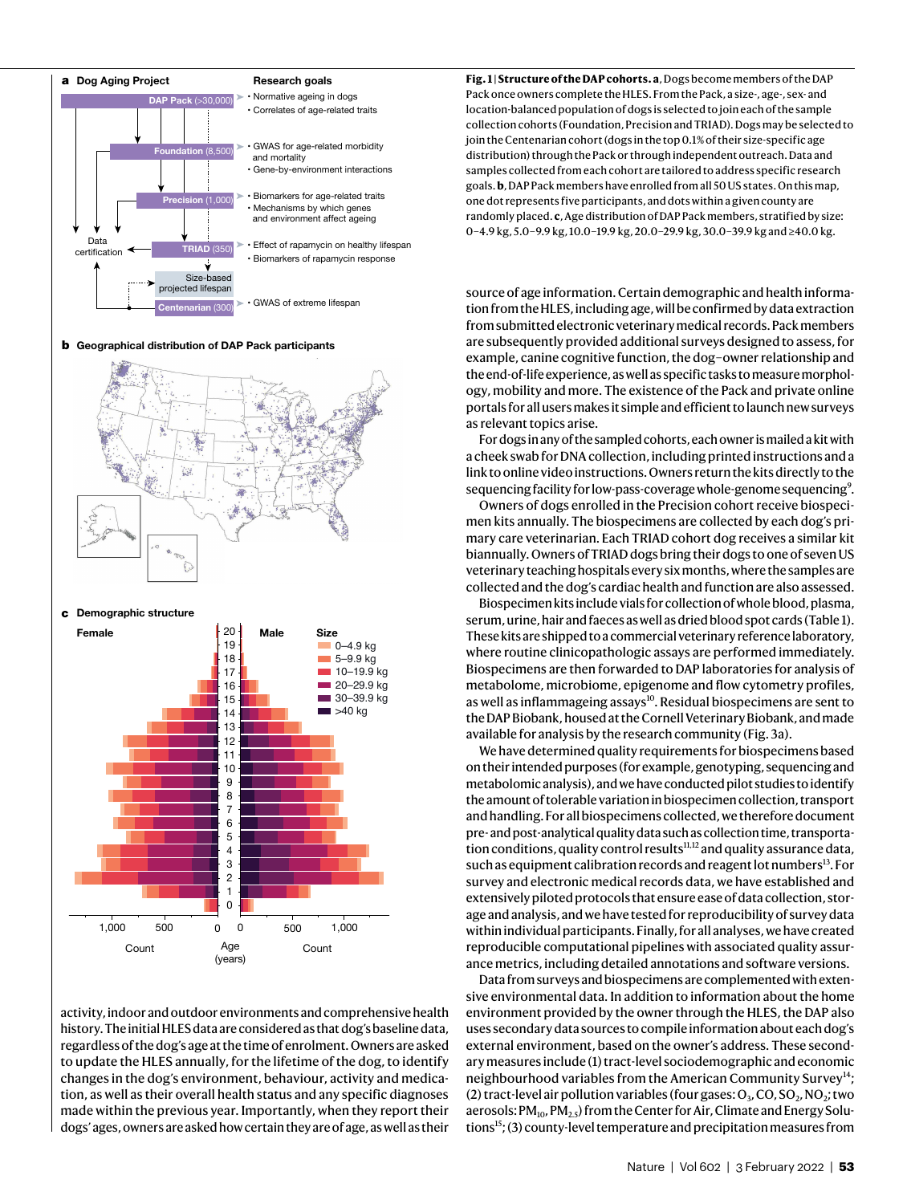Fig. 1 | Structure of the DAP cohorts. a, Dogs become members of the DAP Pack once owners complete the HLES. From the Pack, a size-, age-, sex- and location-balanced population of dogs is selected to join each of the sample collection cohorts (Foundation, Precision and TRIAD). Dogs may be selected to join the Centenarian cohort (dogs in the top 0.1% of their size-specific age distribution) through the Pack or through independent outreach. Data and samples collected from each cohort are tailored to address specific research goals. b, DAP Pack members have enrolled from all 50 US states. On this map, one dot represents five participants, and dots within a given county are randomly placed. c, Age distribution of DAP Pack members, stratified by size: 0–4.9 kg, 5.0–9.9 kg, 10.0–19.9 kg, 20.0–29.9 kg, 30.0–39.9 kg and ≥40.0 kg.

activity, indoor and outdoor environments and comprehensive health history. The initial HLES data are considered as that dog's baseline data, regardless of the dog's age at the time of enrolment. Owners are asked to update the HLES annually, for the lifetime of the dog, to identify changes in the dog's environment, behaviour, activity and medication, as well as their overall health status and any specific diagnoses made within the previous year. Importantly, when they report their dogs' ages, owners are asked how certain they are of age, as well as their source of age information. Certain demographic and health information from the HLES, including age, will be confirmed by data extraction from submitted electronic veterinary medical records. Pack members are subsequently provided additional surveys designed to assess, for example, canine cognitive function, the dog–owner relationship and the end-of-life experience, as well as specific tasks to measure morphology, mobility and more. The existence of the Pack and private online portals for all users makes it simple and efficient to launch new surveys as relevant topics arise.

For dogs in any of the sampled cohorts, each owner is mailed a kit with a cheek swab for DNA collection, including printed instructions and a link to online video instructions. Owners return the kits directly to the sequencing facility for low-pass-coverage whole-genome sequencing[9].

Owners of dogs enrolled in the Precision cohort receive biospecimen kits annually. The biospecimens are collected by each dog's primary care veterinarian. Each TRIAD cohort dog receives a similar kit biannually. Owners of TRIAD dogs bring their dogs to one of seven US veterinary teaching hospitals every six months, where the samples are collected and the dog's cardiac health and function are also assessed.

Biospecimen kits include vials for collection of whole blood, plasma, serum, urine, hair and faeces as well as dried blood spot cards (Table 1). These kits are shipped to a commercial veterinary reference laboratory, where routine clinicopathologic assays are performed immediately. Biospecimens are then forwarded to DAP laboratories for analysis of metabolome, microbiome, epigenome and flow cytometry profiles, as well as inflammageing assays[10]. Residual biospecimens are sent to the DAP Biobank, housed at the Cornell Veterinary Biobank, and made available for analysis by the research community (Fig. 3a).

We have determined quality requirements for biospecimens based on their intended purposes (for example, genotyping, sequencing and metabolomic analysis), and we have conducted pilot studies to identify the amount of tolerable variation in biospecimen collection, transport and handling. For all biospecimens collected, we therefore document pre- and post-analytical quality data such as collection time, transportation conditions, quality control results[11,12] and quality assurance data, such as equipment calibration records and reagent lot numbers[13]. For survey and electronic medical records data, we have established and extensively piloted protocols that ensure ease of data collection, storage and analysis, and we have tested for reproducibility of survey data within individual participants. Finally, for all analyses, we have created reproducible computational pipelines with associated quality assurance metrics, including detailed annotations and software versions.

Data from surveys and biospecimens are complemented with extensive environmental data. In addition to information about the home environment provided by the owner through the HLES, the DAP also uses secondary data sources to compile information about each dog's external environment, based on the owner's address. These secondary measures include (1) tract-level sociodemographic and economic neighbourhood variables from the American Community Survey[14]; (2) tract-level air pollution variables (four gases: $O_3$, CO, $SO_2$, $NO_2$; two aerosols: $PM_{10}$, $PM_{2.5}$) from the Center for Air, Climate and Energy Solutions[15]; (3) county-level temperature and precipitation measures from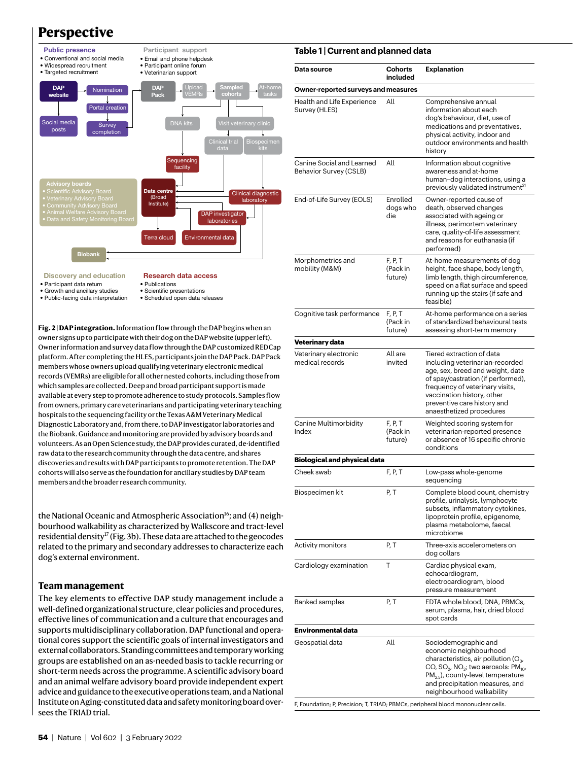## Perspective

Public presence
- Conventional and social media
- Widespread recruitment
- Targeted recruitment

Participant support
- Email and phone helpdesk
- Participant online forum
- Veterinarian support

DAP website · Nomination · Portal creation · Survey completion · Social media posts · DAP Pack · Upload VEMRs · Sampled cohorts · At-home tasks · DNA kits · Visit veterinary clinic · Clinical trial data · Biospecimen kits · Sequencing facility · Data centre (Broad Institute) · Clinical diagnostic laboratory · DAP investigator laboratories · Terra cloud · Environmental data · Biobank

Advisory boards
- Scientific Advisory Board
- Veterinary Advisory Board
- Community Advisory Board
- Animal Welfare Advisory Board
- Data and Safety Monitoring Board

Discovery and education
- Participant data return
- Growth and ancillary studies
- Public-facing data interpretation

Research data access
- Publications
- Scientific presentations
- Scheduled open data releases

**Fig. 2 | DAP integration.** Information flow through the DAP begins when an owner signs up to participate with their dog on the DAP website (upper left). Owner information and survey data flow through the DAP customized REDCap platform. After completing the HLES, participants join the DAP Pack. DAP Pack members whose owners upload qualifying veterinary electronic medical records (VEMRs) are eligible for all other nested cohorts, including those from which samples are collected. Deep and broad participant support is made available at every step to promote adherence to study protocols. Samples flow from owners, primary care veterinarians and participating veterinary teaching hospitals to the sequencing facility or the Texas A&M Veterinary Medical Diagnostic Laboratory and, from there, to DAP investigator laboratories and the Biobank. Guidance and monitoring are provided by advisory boards and volunteers. As an Open Science study, the DAP provides curated, de-identified raw data to the research community through the data centre, and shares discoveries and results with DAP participants to promote retention. The DAP cohorts will also serve as the foundation for ancillary studies by DAP team members and the broader research community.

the National Oceanic and Atmospheric Association[16]; and (4) neighbourhood walkability as characterized by Walkscore and tract-level residential density[17] (Fig. 3b). These data are attached to the geocodes related to the primary and secondary addresses to characterize each dog's external environment.

### Team management

The key elements to effective DAP study management include a well-defined organizational structure, clear policies and procedures, effective lines of communication and a culture that encourages and supports multidisciplinary collaboration. DAP functional and operational cores support the scientific goals of internal investigators and external collaborators. Standing committees and temporary working groups are established on an as-needed basis to tackle recurring or short-term needs across the programme. A scientific advisory board and an animal welfare advisory board provide independent expert advice and guidance to the executive operations team, and a National Institute on Aging-constituted data and safety monitoring board oversees the TRIAD trial.

**Table 1 | Current and planned data**

| Data source | Cohorts included | Explanation |
|---|---|---|
| **Owner-reported surveys and measures** | | |
| Health and Life Experience Survey (HLES) | All | Comprehensive annual information about each dog's behaviour, diet, use of medications and preventatives, physical activity, indoor and outdoor environments and health history |
| Canine Social and Learned Behavior Survey (CSLB) | All | Information about cognitive awareness and at-home human–dog interactions, using a previously validated instrument[21] |
| End-of-Life Survey (EOLS) | Enrolled dogs who die | Owner-reported cause of death, observed changes associated with ageing or illness, perimortem veterinary care, quality-of-life assessment and reasons for euthanasia (if performed) |
| Morphometrics and mobility (M&M) | F, P, T (Pack in future) | At-home measurements of dog height, face shape, body length, limb length, thigh circumference, speed on a flat surface and speed running up the stairs (if safe and feasible) |
| Cognitive task performance | F, P, T (Pack in future) | At-home performance on a series of standardized behavioural tests assessing short-term memory |
| **Veterinary data** | | |
| Veterinary electronic medical records | All are invited | Tiered extraction of data including veterinarian-recorded age, sex, breed and weight, date of spay/castration (if performed), frequency of veterinary visits, vaccination history, other preventive care history and anaesthetized procedures |
| Canine Multimorbidity Index | F, P, T (Pack in future) | Weighted scoring system for veterinarian-reported presence or absence of 16 specific chronic conditions |
| **Biological and physical data** | | |
| Cheek swab | F, P, T | Low-pass whole-genome sequencing |
| Biospecimen kit | P, T | Complete blood count, chemistry profile, urinalysis, lymphocyte subsets, inflammatory cytokines, lipoprotein profile, epigenome, plasma metabolome, faecal microbiome |
| Activity monitors | P, T | Three-axis accelerometers on dog collars |
| Cardiology examination | T | Cardiac physical exam, echocardiogram, electrocardiogram, blood pressure measurement |
| Banked samples | P, T | EDTA whole blood, DNA, PBMCs, serum, plasma, hair, dried blood spot cards |
| **Environmental data** | | |
| Geospatial data | All | Sociodemographic and economic neighbourhood characteristics, air pollution ($O_3$, CO, $SO_2$, $NO_2$; two aerosols: $PM_{10}$, $PM_{2.5}$), county-level temperature and precipitation measures, and neighbourhood walkability |

F, Foundation; P, Precision; T, TRIAD; PBMCs, peripheral blood mononuclear cells.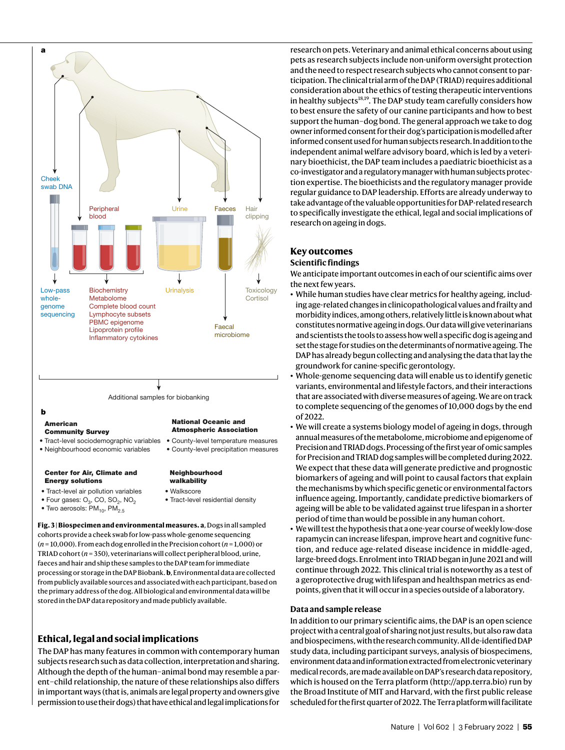a

Cheek swab DNA

Peripheral blood

Urine

Faeces

Hair clipping

Low-pass whole-genome sequencing

Biochemistry
Metabolome
Complete blood count
Lymphocyte subsets
PBMC epigenome
Lipoprotein profile
Inflammatory cytokines

Urinalysis

Faecal microbiome

Toxicology
Cortisol

Additional samples for biobanking

b

**American Community Survey**

- Tract-level sociodemographic variables
- Neighbourhood economic variables

**National Oceanic and Atmospheric Association**

- County-level temperature measures
- County-level precipitation measures

**Center for Air, Climate and Energy solutions**

- Tract-level air pollution variables
- Four gases: $O_3$, CO, $SO_2$, $NO_2$
- Two aerosols: $PM_{10}$, $PM_{2.5}$

**Neighbourhood walkability**

- Walkscore
- Tract-level residential density

**Fig. 3 | Biospecimen and environmental measures. a**, Dogs in all sampled cohorts provide a cheek swab for low-pass whole-genome sequencing ($n$ = 10,000). From each dog enrolled in the Precision cohort ($n$ = 1,000) or TRIAD cohort ($n$ = 350), veterinarians will collect peripheral blood, urine, faeces and hair and ship these samples to the DAP team for immediate processing or storage in the DAP Biobank. **b**, Environmental data are collected from publicly available sources and associated with each participant, based on the primary address of the dog. All biological and environmental data will be stored in the DAP data repository and made publicly available.

## Ethical, legal and social implications

The DAP has many features in common with contemporary human subjects research such as data collection, interpretation and sharing. Although the depth of the human–animal bond may resemble a parent–child relationship, the nature of these relationships also differs in important ways (that is, animals are legal property and owners give permission to use their dogs) that have ethical and legal implications for research on pets. Veterinary and animal ethical concerns about using pets as research subjects include non-uniform oversight protection and the need to respect research subjects who cannot consent to participation. The clinical trial arm of the DAP (TRIAD) requires additional consideration about the ethics of testing therapeutic interventions in healthy subjects[18,19]. The DAP study team carefully considers how to best ensure the safety of our canine participants and how to best support the human–dog bond. The general approach we take to dog owner informed consent for their dog's participation is modelled after informed consent used for human subjects research. In addition to the independent animal welfare advisory board, which is led by a veterinary bioethicist, the DAP team includes a paediatric bioethicist as a co-investigator and a regulatory manager with human subjects protection expertise. The bioethicists and the regulatory manager provide regular guidance to DAP leadership. Efforts are already underway to take advantage of the valuable opportunities for DAP-related research to specifically investigate the ethical, legal and social implications of research on ageing in dogs.

## Key outcomes

### Scientific findings

We anticipate important outcomes in each of our scientific aims over the next few years.

- While human studies have clear metrics for healthy ageing, including age-related changes in clinicopathological values and frailty and morbidity indices, among others, relatively little is known about what constitutes normative ageing in dogs. Our data will give veterinarians and scientists the tools to assess how well a specific dog is ageing and set the stage for studies on the determinants of normative ageing. The DAP has already begun collecting and analysing the data that lay the groundwork for canine-specific gerontology.
- Whole-genome sequencing data will enable us to identify genetic variants, environmental and lifestyle factors, and their interactions that are associated with diverse measures of ageing. We are on track to complete sequencing of the genomes of 10,000 dogs by the end of 2022.
- We will create a systems biology model of ageing in dogs, through annual measures of the metabolome, microbiome and epigenome of Precision and TRIAD dogs. Processing of the first year of omic samples for Precision and TRIAD dog samples will be completed during 2022. We expect that these data will generate predictive and prognostic biomarkers of ageing and will point to causal factors that explain the mechanisms by which specific genetic or environmental factors influence ageing. Importantly, candidate predictive biomarkers of ageing will be able to be validated against true lifespan in a shorter period of time than would be possible in any human cohort.
- We will test the hypothesis that a one-year course of weekly low-dose rapamycin can increase lifespan, improve heart and cognitive function, and reduce age-related disease incidence in middle-aged, large-breed dogs. Enrolment into TRIAD began in June 2021 and will continue through 2022. This clinical trial is noteworthy as a test of a geroprotective drug with lifespan and healthspan metrics as endpoints, given that it will occur in a species outside of a laboratory.

### Data and sample release

In addition to our primary scientific aims, the DAP is an open science project with a central goal of sharing not just results, but also raw data and biospecimens, with the research community. All de-identified DAP study data, including participant surveys, analysis of biospecimens, environment data and information extracted from electronic veterinary medical records, are made available on DAP's research data repository, which is housed on the Terra platform (http://app.terra.bio) run by the Broad Institute of MIT and Harvard, with the first public release scheduled for the first quarter of 2022. The Terra platform will facilitate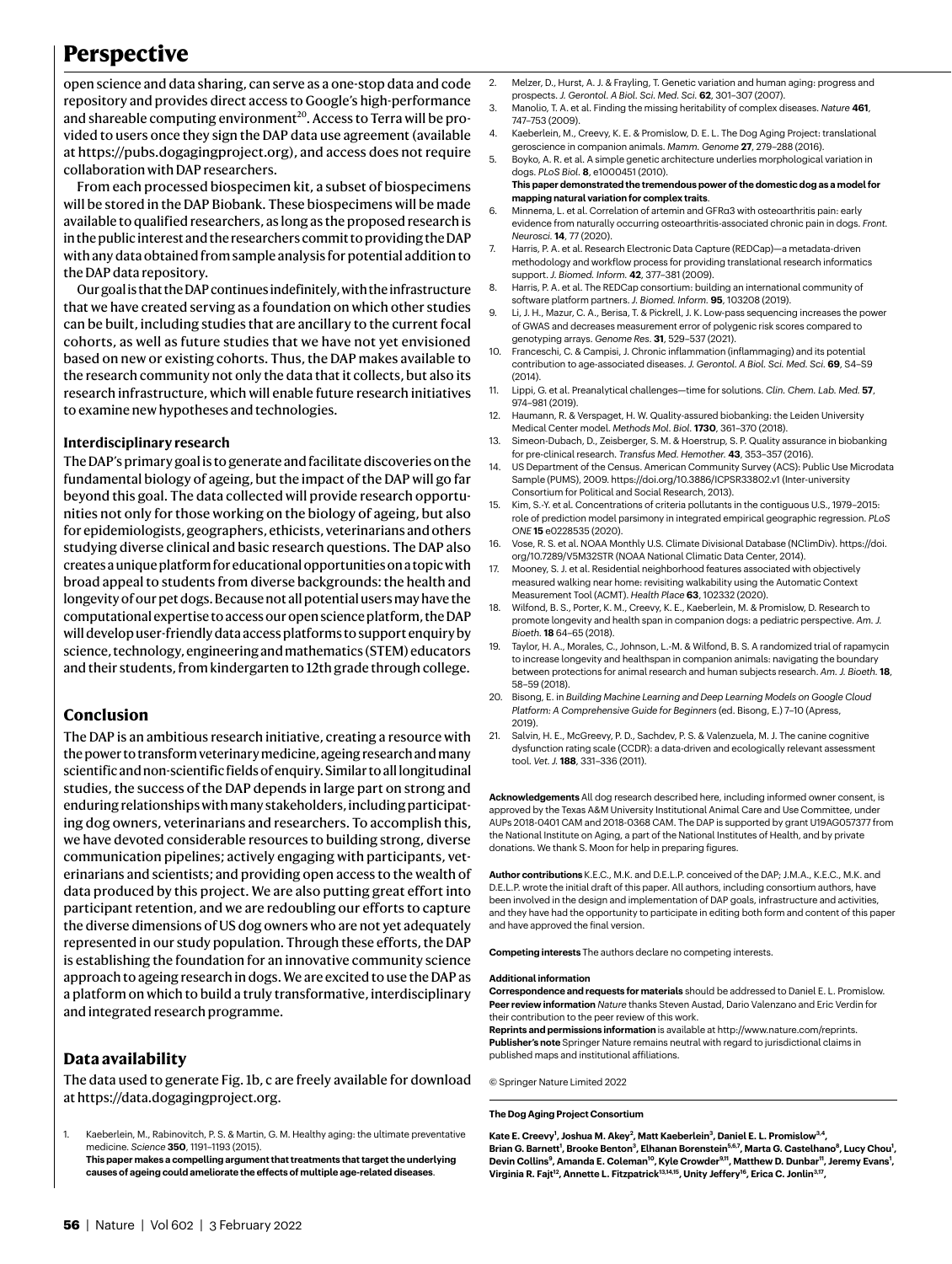open science and data sharing, can serve as a one-stop data and code repository and provides direct access to Google's high-performance and shareable computing environment[20]. Access to Terra will be provided to users once they sign the DAP data use agreement (available at https://pubs.dogagingproject.org), and access does not require collaboration with DAP researchers.

From each processed biospecimen kit, a subset of biospecimens will be stored in the DAP Biobank. These biospecimens will be made available to qualified researchers, as long as the proposed research is in the public interest and the researchers commit to providing the DAP with any data obtained from sample analysis for potential addition to the DAP data repository.

Our goal is that the DAP continues indefinitely, with the infrastructure that we have created serving as a foundation on which other studies can be built, including studies that are ancillary to the current focal cohorts, as well as future studies that we have not yet envisioned based on new or existing cohorts. Thus, the DAP makes available to the research community not only the data that it collects, but also its research infrastructure, which will enable future research initiatives to examine new hypotheses and technologies.

### Interdisciplinary research

The DAP's primary goal is to generate and facilitate discoveries on the fundamental biology of ageing, but the impact of the DAP will go far beyond this goal. The data collected will provide research opportunities not only for those working on the biology of ageing, but also for epidemiologists, geographers, ethicists, veterinarians and others studying diverse clinical and basic research questions. The DAP also creates a unique platform for educational opportunities on a topic with broad appeal to students from diverse backgrounds: the health and longevity of our pet dogs. Because not all potential users may have the computational expertise to access our open science platform, the DAP will develop user-friendly data access platforms to support enquiry by science, technology, engineering and mathematics (STEM) educators and their students, from kindergarten to 12th grade through college.

## Conclusion

The DAP is an ambitious research initiative, creating a resource with the power to transform veterinary medicine, ageing research and many scientific and non-scientific fields of enquiry. Similar to all longitudinal studies, the success of the DAP depends in large part on strong and enduring relationships with many stakeholders, including participating dog owners, veterinarians and researchers. To accomplish this, we have devoted considerable resources to building strong, diverse communication pipelines; actively engaging with participants, veterinarians and scientists; and providing open access to the wealth of data produced by this project. We are also putting great effort into participant retention, and we are redoubling our efforts to capture the diverse dimensions of US dog owners who are not yet adequately represented in our study population. Through these efforts, the DAP is establishing the foundation for an innovative community science approach to ageing research in dogs. We are excited to use the DAP as a platform on which to build a truly transformative, interdisciplinary and integrated research programme.

## Data availability

The data used to generate Fig. 1b, c are freely available for download at https://data.dogagingproject.org.

1. Kaeberlein, M., Rabinovitch, P. S. & Martin, G. M. Healthy aging: the ultimate preventative medicine. *Science* **350**, 1191–1193 (2015).
   **This paper makes a compelling argument that treatments that target the underlying causes of ageing could ameliorate the effects of multiple age-related diseases**.
2. Melzer, D., Hurst, A. J. & Frayling, T. Genetic variation and human aging: progress and prospects. *J. Gerontol. A Biol. Sci. Med. Sci.* **62**, 301–307 (2007).
3. Manolio, T. A. et al. Finding the missing heritability of complex diseases. *Nature* **461**, 747–753 (2009).
4. Kaeberlein, M., Creevy, K. E. & Promislow, D. E. L. The Dog Aging Project: translational geroscience in companion animals. *Mamm. Genome* **27**, 279–288 (2016).
5. Boyko, A. R. et al. A simple genetic architecture underlies morphological variation in dogs. *PLoS Biol.* **8**, e1000451 (2010).
   **This paper demonstrated the tremendous power of the domestic dog as a model for mapping natural variation for complex traits**.
6. Minnema, L. et al. Correlation of artemin and GFRα3 with osteoarthritis pain: early evidence from naturally occurring osteoarthritis-associated chronic pain in dogs. *Front. Neurosci.* **14**, 77 (2020).
7. Harris, P. A. et al. Research Electronic Data Capture (REDCap)—a metadata-driven methodology and workflow process for providing translational research informatics support. *J. Biomed. Inform.* **42**, 377–381 (2009).
8. Harris, P. A. et al. The REDCap consortium: building an international community of software platform partners. *J. Biomed. Inform.* **95**, 103208 (2019).
9. Li, J. H., Mazur, C. A., Berisa, T. & Pickrell, J. K. Low-pass sequencing increases the power of GWAS and decreases measurement error of polygenic risk scores compared to genotyping arrays. *Genome Res.* **31**, 529–537 (2021).
10. Franceschi, C. & Campisi, J. Chronic inflammation (inflammaging) and its potential contribution to age-associated diseases. *J. Gerontol. A Biol. Sci. Med. Sci.* **69**, S4–S9 (2014).
11. Lippi, G. et al. Preanalytical challenges—time for solutions. *Clin. Chem. Lab. Med.* **57**, 974–981 (2019).
12. Haumann, R. & Verspaget, H. W. Quality-assured biobanking: the Leiden University Medical Center model. *Methods Mol. Biol.* **1730**, 361–370 (2018).
13. Simeon-Dubach, D., Zeisberger, S. M. & Hoerstrup, S. P. Quality assurance in biobanking for pre-clinical research. *Transfus Med. Hemother.* **43**, 353–357 (2016).
14. US Department of the Census. American Community Survey (ACS): Public Use Microdata Sample (PUMS), 2009. https://doi.org/10.3886/ICPSR33802.v1 (Inter-university Consortium for Political and Social Research, 2013).
15. Kim, S.-Y. et al. Concentrations of criteria pollutants in the contiguous U.S., 1979–2015: role of prediction model parsimony in integrated empirical geographic regression. *PLoS ONE* **15** e0228535 (2020).
16. Vose, R. S. et al. NOAA Monthly U.S. Climate Divisional Database (NClimDiv). https://doi.org/10.7289/V5M32STR (NOAA National Climatic Data Center, 2014).
17. Mooney, S. J. et al. Residential neighborhood features associated with objectively measured walking near home: revisiting walkability using the Automatic Context Measurement Tool (ACMT). *Health Place* **63**, 102332 (2020).
18. Wilfond, B. S., Porter, K. M., Creevy, K. E., Kaeberlein, M. & Promislow, D. Research to promote longevity and health span in companion dogs: a pediatric perspective. *Am. J. Bioeth.* **18** 64–65 (2018).
19. Taylor, H. A., Morales, C., Johnson, L.-M. & Wilfond, B. S. A randomized trial of rapamycin to increase longevity and healthspan in companion animals: navigating the boundary between protections for animal research and human subjects research. *Am. J. Bioeth.* **18**, 58–59 (2018).
20. Bisong, E. in *Building Machine Learning and Deep Learning Models on Google Cloud Platform: A Comprehensive Guide for Beginners* (ed. Bisong, E.) 7–10 (Apress, 2019).
21. Salvin, H. E., McGreevy, P. D., Sachdev, P. S. & Valenzuela, M. J. The canine cognitive dysfunction rating scale (CCDR): a data-driven and ecologically relevant assessment tool. *Vet. J.* **188**, 331–336 (2011).

**Acknowledgements** All dog research described here, including informed owner consent, is approved by the Texas A&M University Institutional Animal Care and Use Committee, under AUPs 2018-0401 CAM and 2018-0368 CAM. The DAP is supported by grant U19AG057377 from the National Institute on Aging, a part of the National Institutes of Health, and by private donations. We thank S. Moon for help in preparing figures.

**Author contributions** K.E.C., M.K. and D.E.L.P. conceived of the DAP; J.M.A., K.E.C., M.K. and D.E.L.P. wrote the initial draft of this paper. All authors, including consortium authors, have been involved in the design and implementation of DAP goals, infrastructure and activities, and they have had the opportunity to participate in editing both form and content of this paper and have approved the final version.

**Competing interests** The authors declare no competing interests.

**Additional information**

**Correspondence and requests for materials** should be addressed to Daniel E. L. Promislow.

**Peer review information** *Nature* thanks Steven Austad, Dario Valenzano and Eric Verdin for their contribution to the peer review of this work.

**Reprints and permissions information** is available at http://www.nature.com/reprints.

**Publisher's note** Springer Nature remains neutral with regard to jurisdictional claims in published maps and institutional affiliations.

© Springer Nature Limited 2022

**The Dog Aging Project Consortium**

**Kate E. Creevy[1], Joshua M. Akey[2], Matt Kaeberlein[3], Daniel E. L. Promislow[3,4], Brian G. Barnett[1], Brooke Benton[3], Elhanan Borenstein[5,6,7], Marta G. Castelhano[8], Lucy Chou[1], Devin Collins[9], Amanda E. Coleman[10], Kyle Crowder[9,11], Matthew D. Dunbar[11], Jeremy Evans[1], Virginia R. Fajt[12], Annette L. Fitzpatrick[13,14,15], Unity Jeffery[16], Erica C. Jonlin[3,17],**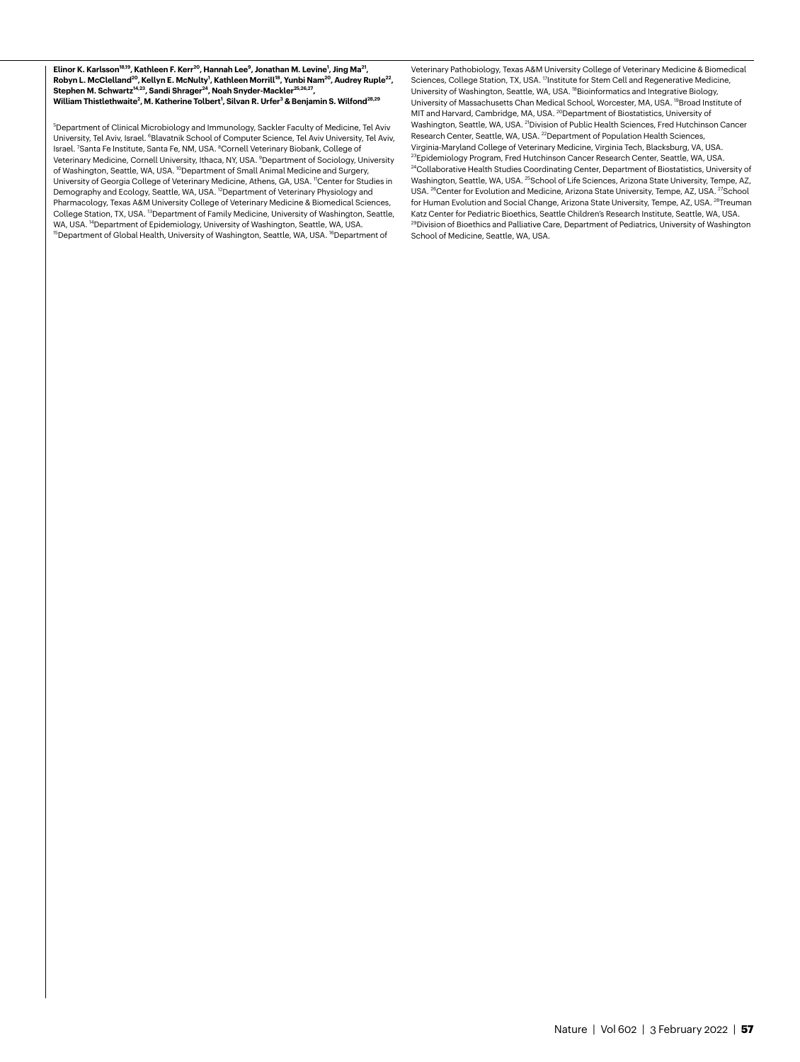**Elinor K. Karlsson[18,19], Kathleen F. Kerr[20], Hannah Lee[9], Jonathan M. Levine[1], Jing Ma[21], Robyn L. McClelland[20], Kellyn E. McNulty[1], Kathleen Morrill[18], Yunbi Nam[20], Audrey Ruple[22], Stephen M. Schwartz[14,23], Sandi Shrager[24], Noah Snyder-Mackler[25,26,27], William Thistlethwaite[2], M. Katherine Tolbert[1], Silvan R. Urfer[3] & Benjamin S. Wilfond[28,29]**

[5]Department of Clinical Microbiology and Immunology, Sackler Faculty of Medicine, Tel Aviv University, Tel Aviv, Israel. [6]Blavatnik School of Computer Science, Tel Aviv University, Tel Aviv, Israel. [7]Santa Fe Institute, Santa Fe, NM, USA. [8]Cornell Veterinary Biobank, College of Veterinary Medicine, Cornell University, Ithaca, NY, USA. [9]Department of Sociology, University of Washington, Seattle, WA, USA. [10]Department of Small Animal Medicine and Surgery, University of Georgia College of Veterinary Medicine, Athens, GA, USA. [11]Center for Studies in Demography and Ecology, Seattle, WA, USA. [12]Department of Veterinary Physiology and Pharmacology, Texas A&M University College of Veterinary Medicine & Biomedical Sciences, College Station, TX, USA. [13]Department of Family Medicine, University of Washington, Seattle, WA, USA. [14]Department of Epidemiology, University of Washington, Seattle, WA, USA. [15]Department of Global Health, University of Washington, Seattle, WA, USA. [16]Department of Veterinary Pathobiology, Texas A&M University College of Veterinary Medicine & Biomedical Sciences, College Station, TX, USA. [17]Institute for Stem Cell and Regenerative Medicine, University of Washington, Seattle, WA, USA. [18]Bioinformatics and Integrative Biology, University of Massachusetts Chan Medical School, Worcester, MA, USA. [19]Broad Institute of MIT and Harvard, Cambridge, MA, USA. [20]Department of Biostatistics, University of Washington, Seattle, WA, USA. [21]Division of Public Health Sciences, Fred Hutchinson Cancer Research Center, Seattle, WA, USA. [22]Department of Population Health Sciences, Virginia-Maryland College of Veterinary Medicine, Virginia Tech, Blacksburg, VA, USA. [23]Epidemiology Program, Fred Hutchinson Cancer Research Center, Seattle, WA, USA. [24]Collaborative Health Studies Coordinating Center, Department of Biostatistics, University of Washington, Seattle, WA, USA. [25]School of Life Sciences, Arizona State University, Tempe, AZ, USA. [26]Center for Evolution and Medicine, Arizona State University, Tempe, AZ, USA. [27]School for Human Evolution and Social Change, Arizona State University, Tempe, AZ, USA. [28]Treuman Katz Center for Pediatric Bioethics, Seattle Children's Research Institute, Seattle, WA, USA. [29]Division of Bioethics and Palliative Care, Department of Pediatrics, University of Washington School of Medicine, Seattle, WA, USA.